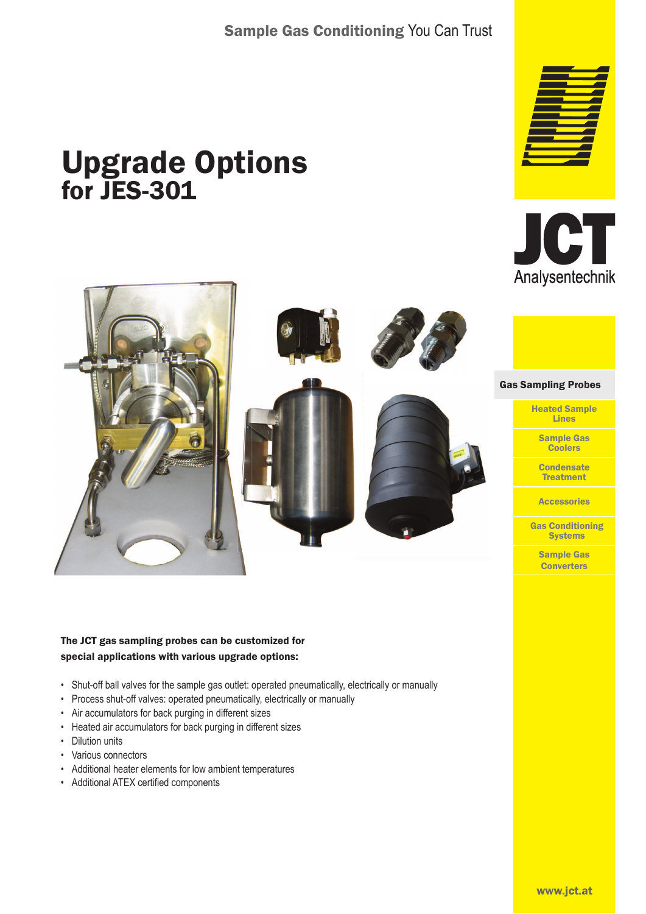Sample Gas Conditioning You Can Trust

# Upgrade Options
## for JES-301

JCT Analysentechnik

- Gas Sampling Probes
- Heated Sample Lines
- Sample Gas Coolers
- Condensate Treatment
- Accessories
- Gas Conditioning Systems
- Sample Gas Converters

**The JCT gas sampling probes can be customized for special applications with various upgrade options:**

- Shut-off ball valves for the sample gas outlet: operated pneumatically, electrically or manually
- Process shut-off valves: operated pneumatically, electrically or manually
- Air accumulators for back purging in different sizes
- Heated air accumulators for back purging in different sizes
- Dilution units
- Various connectors
- Additional heater elements for low ambient temperatures
- Additional ATEX certified components

www.jct.at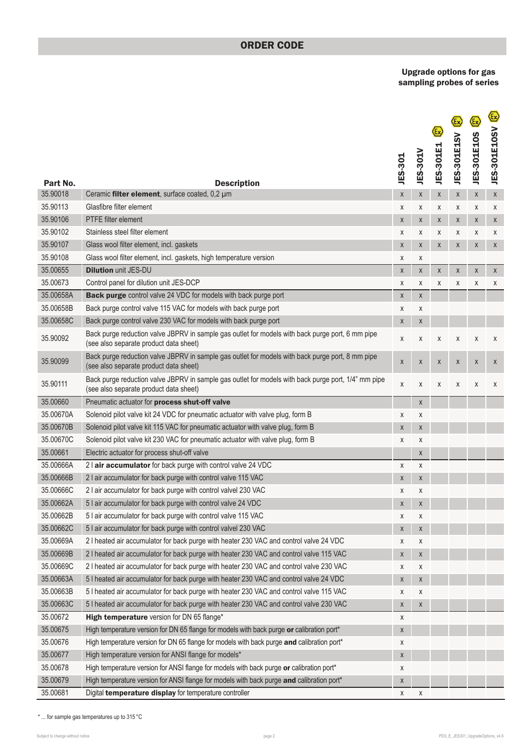## ORDER CODE

**Upgrade options for gas sampling probes of series**

| Part No. | Description | JES-301 | JES-301V | JES-301E1 | JES-301E1SV | JES-301E10S | JES-301E10SV |
|---|---|---|---|---|---|---|---|
| 35.90018 | Ceramic **filter element**, surface coated, 0,2 µm | x | x | x | x | x | x |
| 35.90113 | Glasfibre filter element | x | x | x | x | x | x |
| 35.90106 | PTFE filter element | x | x | x | x | x | x |
| 35.90102 | Stainless steel filter element | x | x | x | x | x | x |
| 35.90107 | Glass wool filter element, incl. gaskets | x | x | x | x | x | x |
| 35.90108 | Glass wool filter element, incl. gaskets, high temperature version | x | x | | | | |
| 35.00655 | **Dilution** unit JES-DU | x | x | x | x | x | x |
| 35.00673 | Control panel for dilution unit JES-DCP | x | x | x | x | x | x |
| 35.00658A | **Back purge** control valve 24 VDC for models with back purge port | x | x | | | | |
| 35.00658B | Back purge control valve 115 VAC for models with back purge port | x | x | | | | |
| 35.00658C | Back purge control valve 230 VAC for models with back purge port | x | x | | | | |
| 35.90092 | Back purge reduction valve JBPRV in sample gas outlet for models with back purge port, 6 mm pipe (see also separate product data sheet) | x | x | x | x | x | x |
| 35.90099 | Back purge reduction valve JBPRV in sample gas outlet for models with back purge port, 8 mm pipe (see also separate product data sheet) | x | x | x | x | x | x |
| 35.90111 | Back purge reduction valve JBPRV in sample gas outlet for models with back purge port, 1/4" mm pipe (see also separate product data sheet) | x | x | x | x | x | x |
| 35.00660 | Pneumatic actuator for **process shut-off valve** | | x | | | | |
| 35.00670A | Solenoid pilot valve kit 24 VDC for pneumatic actuator with valve plug, form B | x | x | | | | |
| 35.00670B | Solenoid pilot valve kit 115 VAC for pneumatic actuator with valve plug, form B | x | x | | | | |
| 35.00670C | Solenoid pilot valve kit 230 VAC for pneumatic actuator with valve plug, form B | x | x | | | | |
| 35.00661 | Electric actuator for process shut-off valve | | x | | | | |
| 35.00666A | 2 l **air accumulator** for back purge with control valve 24 VDC | x | x | | | | |
| 35.00666B | 2 l air accumulator for back purge with control valve 115 VAC | x | x | | | | |
| 35.00666C | 2 l air accumulator for back purge with control valvel 230 VAC | x | x | | | | |
| 35.00662A | 5 l air accumulator for back purge with control valve 24 VDC | x | x | | | | |
| 35.00662B | 5 l air accumulator for back purge with control valve 115 VAC | x | x | | | | |
| 35.00662C | 5 l air accumulator for back purge with control valvel 230 VAC | x | x | | | | |
| 35.00669A | 2 l heated air accumulator for back purge with heater 230 VAC and control valve 24 VDC | x | x | | | | |
| 35.00669B | 2 l heated air accumulator for back purge with heater 230 VAC and control valve 115 VAC | x | x | | | | |
| 35.00669C | 2 l heated air accumulator for back purge with heater 230 VAC and control valve 230 VAC | x | x | | | | |
| 35.00663A | 5 l heated air accumulator for back purge with heater 230 VAC and control valve 24 VDC | x | x | | | | |
| 35.00663B | 5 l heated air accumulator for back purge with heater 230 VAC and control valve 115 VAC | x | x | | | | |
| 35.00663C | 5 l heated air accumulator for back purge with heater 230 VAC and control valve 230 VAC | x | x | | | | |
| 35.00672 | **High temperature** version for DN 65 flange* | x | | | | | |
| 35.00675 | High temperature version for DN 65 flange for models with back purge **or** calibration port* | x | | | | | |
| 35.00676 | High temperature version for DN 65 flange for models with back purge **and** calibration port* | x | | | | | |
| 35.00677 | High temperature version for ANSI flange for models* | x | | | | | |
| 35.00678 | High temperature version for ANSI flange for models with back purge **or** calibration port* | x | | | | | |
| 35.00679 | High temperature version for ANSI flange for models with back purge **and** calibration port* | x | | | | | |
| 35.00681 | Digital **temperature display** for temperature controller | x | x | | | | |

\* ... for sample gas temperatures up to 315 °C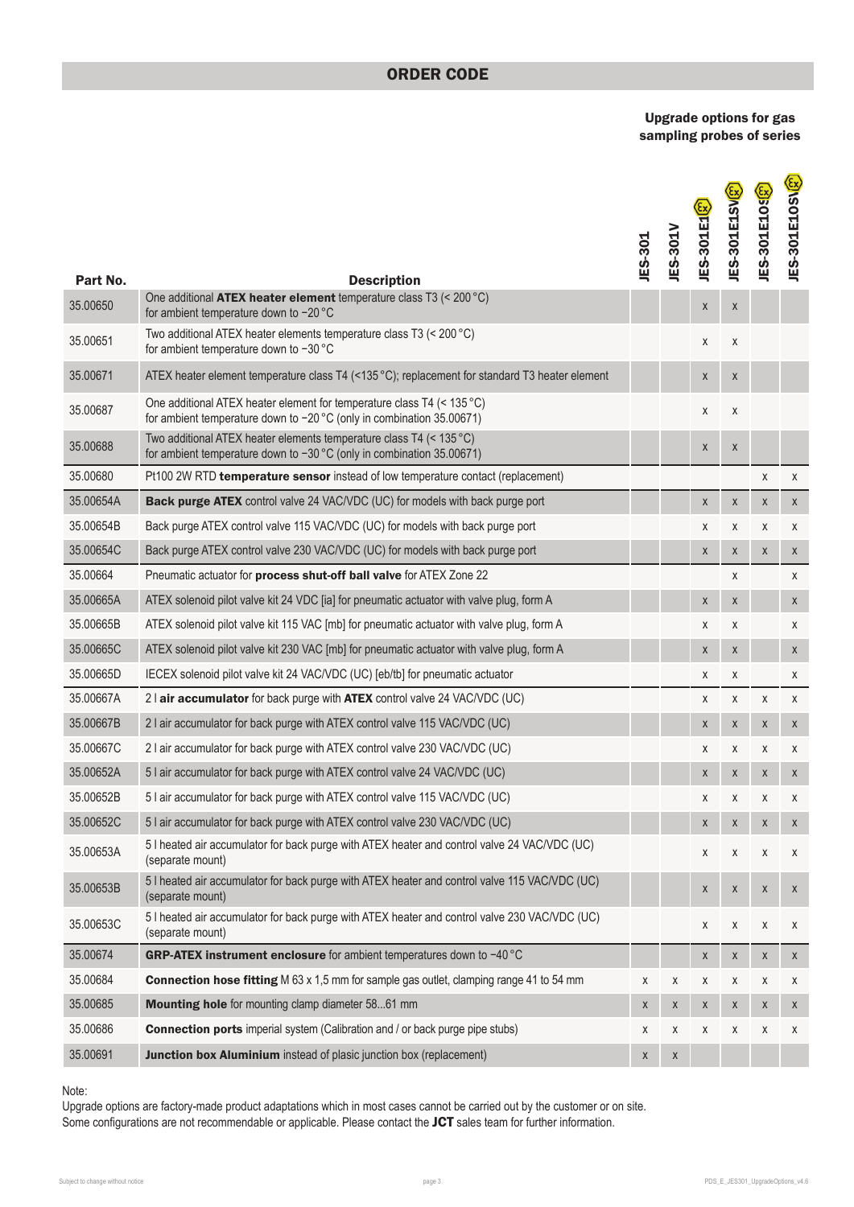## ORDER CODE

**Upgrade options for gas sampling probes of series**

| Part No. | Description | JES-301 | JES-301V | JES-301E1 | JES-301E1SV | JES-301E10S | JES-301E10SV |
|---|---|---|---|---|---|---|---|
| 35.00650 | One additional **ATEX heater element** temperature class T3 (< 200 °C) for ambient temperature down to −20 °C | | | x | x | | |
| 35.00651 | Two additional ATEX heater elements temperature class T3 (< 200 °C) for ambient temperature down to −30 °C | | | x | x | | |
| 35.00671 | ATEX heater element temperature class T4 (<135 °C); replacement for standard T3 heater element | | | x | x | | |
| 35.00687 | One additional ATEX heater element for temperature class T4 (< 135 °C) for ambient temperature down to −20 °C (only in combination 35.00671) | | | x | x | | |
| 35.00688 | Two additional ATEX heater elements temperature class T4 (< 135 °C) for ambient temperature down to −30 °C (only in combination 35.00671) | | | x | x | | |
| 35.00680 | Pt100 2W RTD **temperature sensor** instead of low temperature contact (replacement) | | | | | x | x |
| 35.00654A | **Back purge ATEX** control valve 24 VAC/VDC (UC) for models with back purge port | | | x | x | x | x |
| 35.00654B | Back purge ATEX control valve 115 VAC/VDC (UC) for models with back purge port | | | x | x | x | x |
| 35.00654C | Back purge ATEX control valve 230 VAC/VDC (UC) for models with back purge port | | | x | x | x | x |
| 35.00664 | Pneumatic actuator for **process shut-off ball valve** for ATEX Zone 22 | | | | x | | x |
| 35.00665A | ATEX solenoid pilot valve kit 24 VDC [ia] for pneumatic actuator with valve plug, form A | | | x | x | | x |
| 35.00665B | ATEX solenoid pilot valve kit 115 VAC [mb] for pneumatic actuator with valve plug, form A | | | x | x | | x |
| 35.00665C | ATEX solenoid pilot valve kit 230 VAC [mb] for pneumatic actuator with valve plug, form A | | | x | x | | x |
| 35.00665D | IECEX solenoid pilot valve kit 24 VAC/VDC (UC) [eb/tb] for pneumatic actuator | | | x | x | | x |
| 35.00667A | 2 l **air accumulator** for back purge with **ATEX** control valve 24 VAC/VDC (UC) | | | x | x | x | x |
| 35.00667B | 2 l air accumulator for back purge with ATEX control valve 115 VAC/VDC (UC) | | | x | x | x | x |
| 35.00667C | 2 l air accumulator for back purge with ATEX control valve 230 VAC/VDC (UC) | | | x | x | x | x |
| 35.00652A | 5 l air accumulator for back purge with ATEX control valve 24 VAC/VDC (UC) | | | x | x | x | x |
| 35.00652B | 5 l air accumulator for back purge with ATEX control valve 115 VAC/VDC (UC) | | | x | x | x | x |
| 35.00652C | 5 l air accumulator for back purge with ATEX control valve 230 VAC/VDC (UC) | | | x | x | x | x |
| 35.00653A | 5 l heated air accumulator for back purge with ATEX heater and control valve 24 VAC/VDC (UC) (separate mount) | | | x | x | x | x |
| 35.00653B | 5 l heated air accumulator for back purge with ATEX heater and control valve 115 VAC/VDC (UC) (separate mount) | | | x | x | x | x |
| 35.00653C | 5 l heated air accumulator for back purge with ATEX heater and control valve 230 VAC/VDC (UC) (separate mount) | | | x | x | x | x |
| 35.00674 | **GRP-ATEX instrument enclosure** for ambient temperatures down to −40 °C | | | x | x | x | x |
| 35.00684 | **Connection hose fitting** M 63 x 1,5 mm for sample gas outlet, clamping range 41 to 54 mm | x | x | x | x | x | x |
| 35.00685 | **Mounting hole** for mounting clamp diameter 58...61 mm | x | x | x | x | x | x |
| 35.00686 | **Connection ports** imperial system (Calibration and / or back purge pipe stubs) | x | x | x | x | x | x |
| 35.00691 | **Junction box Aluminium** instead of plasic junction box (replacement) | x | x | | | | |

Note:
Upgrade options are factory-made product adaptations which in most cases cannot be carried out by the customer or on site.
Some configurations are not recommendable or applicable. Please contact the **JCT** sales team for further information.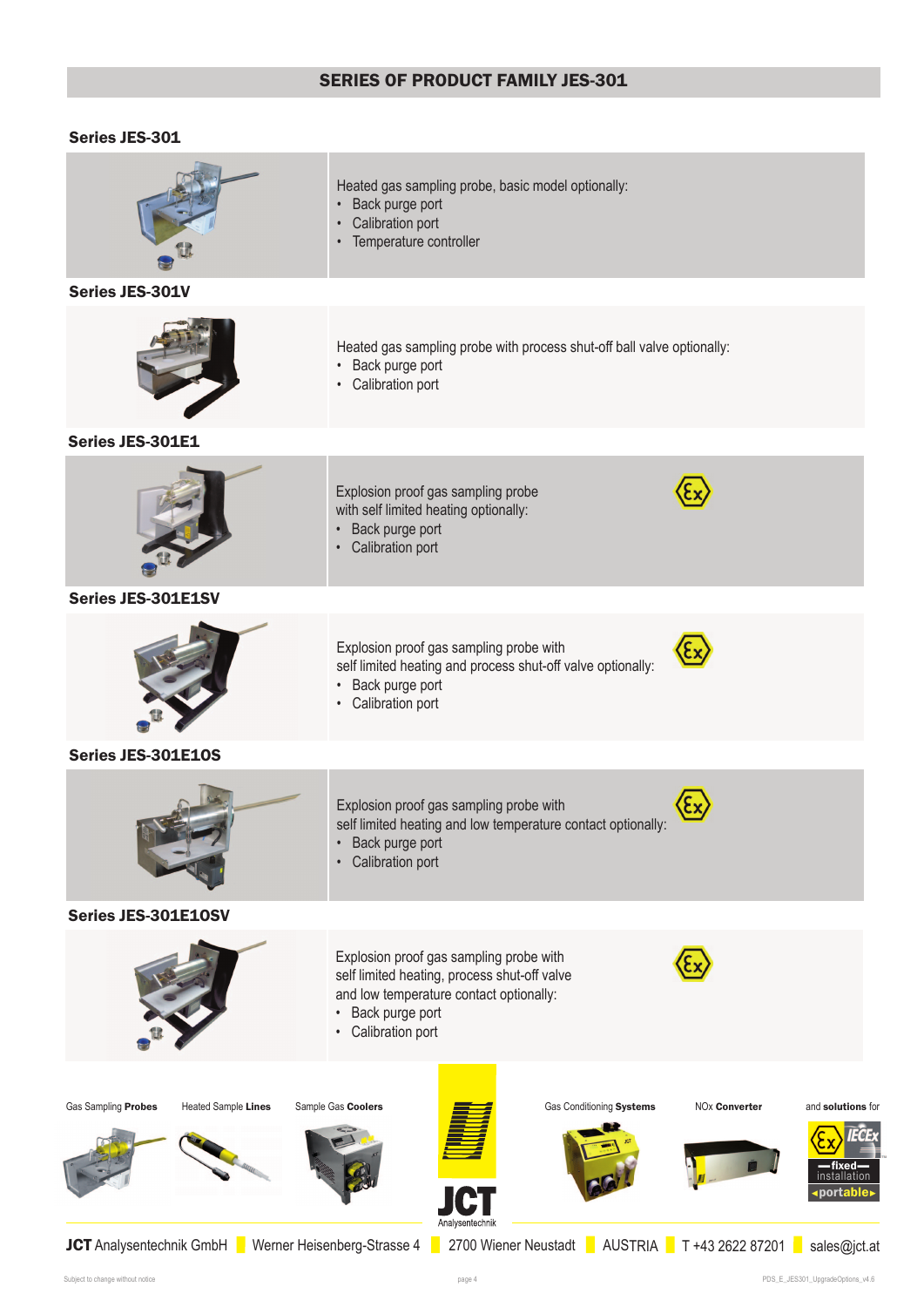## SERIES OF PRODUCT FAMILY JES-301

### Series JES-301

Heated gas sampling probe, basic model optionally:

- Back purge port
- Calibration port
- Temperature controller

### Series JES-301V

Heated gas sampling probe with process shut-off ball valve optionally:

- Back purge port
- Calibration port

### Series JES-301E1

Explosion proof gas sampling probe with self limited heating optionally:

- Back purge port
- Calibration port

### Series JES-301E1SV

Explosion proof gas sampling probe with self limited heating and process shut-off valve optionally:

- Back purge port
- Calibration port

### Series JES-301E1OS

Explosion proof gas sampling probe with self limited heating and low temperature contact optionally:

- Back purge port
- Calibration port

### Series JES-301E1OSV

Explosion proof gas sampling probe with self limited heating, process shut-off valve and low temperature contact optionally:

- Back purge port
- Calibration port

Gas Sampling **Probes** | Heated Sample **Lines** | Sample Gas **Coolers** | JCT Analysentechnik | Gas Conditioning **Systems** | NOx **Converter** | and **solutions** for IECEx — fixed — installation — portable

**JCT** Analysentechnik GmbH | Werner Heisenberg-Strasse 4 | 2700 Wiener Neustadt | AUSTRIA | T +43 2622 87201 | sales@jct.at

Subject to change without notice

PDS_E_JES301_UpgradeOptions_v4.6